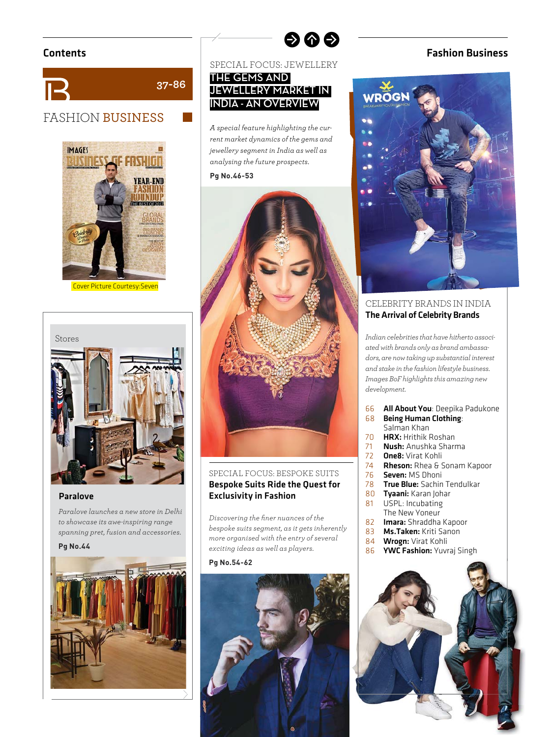## Contents

37-86

# FASHION BUSINESS

Cover Picture Courtesy:Seven

### Stores

**Paralove**

*Paralove launches a new store in Delhi to showcase its awe-inspiring range spanning pret, fusion and accessories.*

**Pg No.44**

SPECIAL FOCUS: JEWELLERY

## THE GEMS AND JEWELLERY MARKET IN INDIA - AN OVERVIEW

*A special feature highlighting the current market dynamics of the gems and jewellery segment in India as well as analysing the future prospects.*

**Pg No.46-53**

SPECIAL FOCUS: BESPOKE SUITS

## Bespoke Suits Ride the Quest for Exclusivity in Fashion

*Discovering the finer nuances of the bespoke suits segment, as it gets inherently more organised with the entry of several exciting ideas as well as players.*

**Pg No.54-62**

## Fashion Business

CELEBRITY BRANDS IN INDIA

## The Arrival of Celebrity Brands

*Indian celebrities that have hitherto associated with brands only as brand ambassadors, are now taking up substantial interest and stake in the fashion lifestyle business. Images BoF highlights this amazing new development.*

- 66 **All About You**: Deepika Padukone
- 68 **Being Human Clothing**: Salman Khan
- 70 **HRX:** Hrithik Roshan
- 71 **Nush:** Anushka Sharma
- 72 **One8:** Virat Kohli
- 74 **Rheson:** Rhea & Sonam Kapoor
- 76 **Seven:** MS Dhoni
- 78 **True Blue:** Sachin Tendulkar
- 80 **Tyaani:** Karan Johar
- 81 USPL: Incubating The New Yoneur
- 82 **Imara:** Shraddha Kapoor
- 83 **Ms.Taken:** Kriti Sanon
- 84 **Wrogn:** Virat Kohli
- 86 **YWC Fashion:** Yuvraj Singh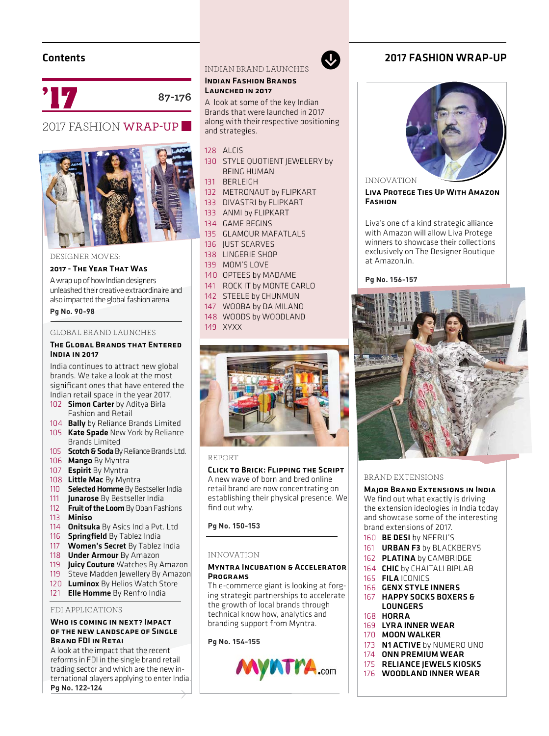## Contents

# '17

87-176

## 2017 FASHION WRAP-UP

DESIGNER MOVES:

### 2017 - The Year That Was

A wrap up of how Indian designers unleashed their creative extraordinaire and also impacted the global fashion arena.

**Pg No. 90-98**

GLOBAL BRAND LAUNCHES

### The Global Brands that Entered India in 2017

India continues to attract new global brands. We take a look at the most significant ones that have entered the Indian retail space in the year 2017.

- 102 **Simon Carter** by Aditya Birla Fashion and Retail
- 104 **Bally** by Reliance Brands Limited
- 105 **Kate Spade** New York by Reliance Brands Limited
- 105 **Scotch & Soda** By Reliance Brands Ltd.
- 106 **Mango** By Myntra
- 107 **Espirit** By Myntra
- 108 **Little Mac** By Myntra
- 110 **Selected Homme** By Bestseller India
- 111 **Junarose** By Bestseller India
- 112 **Fruit of the Loom** By Oban Fashions
- 113 **Miniso**
- 114 **Onitsuka** By Asics India Pvt. Ltd
- 116 **Springfield** By Tablez India
- 117 **Women's Secret** By Tablez India
- 118 **Under Armour** By Amazon
- 119 **Juicy Couture** Watches By Amazon
- 119 Steve Madden Jewellery By Amazon
- 120 **Luminox** By Helios Watch Store
- 121 **Elle Homme** By Renfro India

FDI APPLICATIONS

### Who is coming in next? Impact of the new landscape of Single Brand FDI in Retai

A look at the impact that the recent reforms in FDI in the single brand retail trading sector and which are the new international players applying to enter India.

**Pg No. 122-124**

INDIAN BRAND LAUNCHES

### Indian Fashion Brands Launched in 2017

A look at some of the key Indian Brands that were launched in 2017 along with their respective positioning and strategies.

- 128 ALCIS
- 130 STYLE QUOTIENT JEWELERY by BEING HUMAN
- 131 BERLEIGH
- 132 METRONAUT by FLIPKART
- 133 DIVASTRI by FLIPKART
- 133 ANMI by FLIPKART
- 134 GAME BEGINS
- 135 GLAMOUR MAFATLALS
- 136 JUST SCARVES
- 138 LINGERIE SHOP
- 139 MOM'S LOVE
- 140 OPTEES by MADAME
- 141 ROCK IT by MONTE CARLO
- 142 STEELE by CHUNMUN
- 147 WOOBA by DA MILANO
- 148 WOODS by WOODLAND
- 149 XYXX

REPORT

### Click to Brick: Flipping the Script

A new wave of born and bred online retail brand are now concentrating on establishing their physical presence. We find out why.

**Pg No. 150-153**

INNOVATION

### Myntra Incubation & Accelerator Programs

Th e-commerce giant is looking at forging strategic partnerships to accelerate the growth of local brands through technical know how, analytics and branding support from Myntra.

**Pg No. 154-155**

## 2017 FASHION WRAP-UP

INNOVATION

### Liva Protege Ties Up With Amazon Fashion

Liva's one of a kind strategic alliance with Amazon will allow Liva Protege winners to showcase their collections exclusively on The Designer Boutique at Amazon.in.

**Pg No. 156-157**

BRAND EXTENSIONS

### Major Brand Extensions in India

We find out what exactly is driving the extension ideologies in India today and showcase some of the interesting brand extensions of 2017.

- 160 **BE DESI** by NEERU'S
- 161 **URBAN F3** by BLACKBERYS
- 162 **PLATINA** by CAMBRIDGE
- 164 **CHIC** by CHAITALI BIPLAB
- 165 **FILA** ICONICS
- 166 **GENX STYLE INNERS**
- 167 **HAPPY SOCKS BOXERS & LOUNGERS**
- 168 **HORRA**
- 169 **LYRA INNER WEAR**
- 170 **MOON WALKER**
- 173 **N1 ACTIVE** by NUMERO UNO
- 174 **ONN PREMIUM WEAR**
- 175 **RELIANCE JEWELS KIOSKS**
- 176 **WOODLAND INNER WEAR**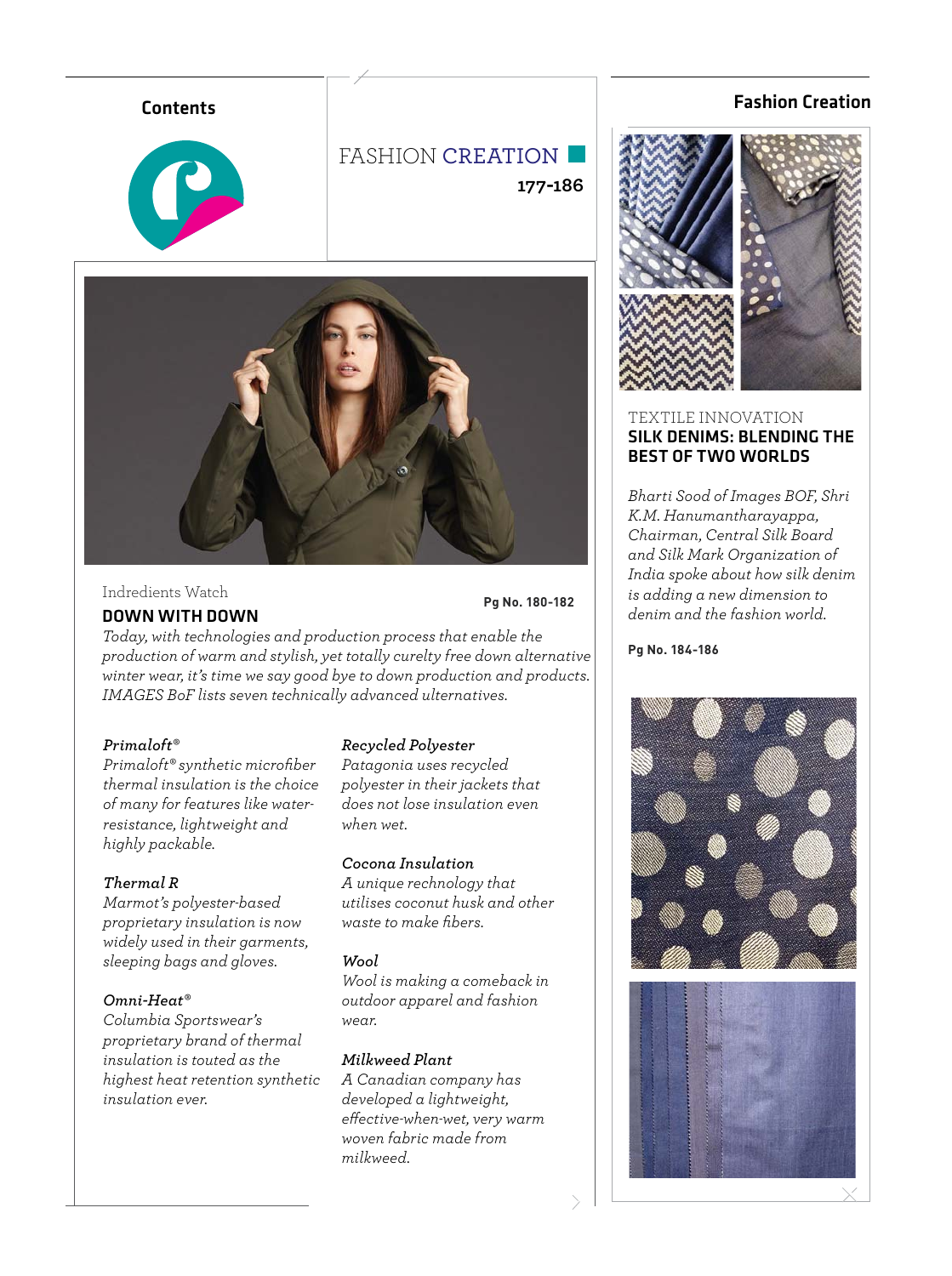## Contents

FASHION CREATION

177-186

Indredients Watch

### DOWN WITH DOWN

Pg No. 180-182

*Today, with technologies and production process that enable the production of warm and stylish, yet totally curelty free down alternative winter wear, it's time we say good bye to down production and products. IMAGES BoF lists seven technically advanced ulternatives.*

***Primaloft®***
*Primaloft® synthetic microfiber thermal insulation is the choice of many for features like water-resistance, lightweight and highly packable.*

***Thermal R***
*Marmot's polyester-based proprietary insulation is now widely used in their garments, sleeping bags and gloves.*

***Omni-Heat®***
*Columbia Sportswear's proprietary brand of thermal insulation is touted as the highest heat retention synthetic insulation ever.*

***Recycled Polyester***
*Patagonia uses recycled polyester in their jackets that does not lose insulation even when wet.*

***Cocona Insulation***
*A unique rechnology that utilises coconut husk and other waste to make fibers.*

***Wool***
*Wool is making a comeback in outdoor apparel and fashion wear.*

***Milkweed Plant***
*A Canadian company has developed a lightweight, effective-when-wet, very warm woven fabric made from milkweed.*

## Fashion Creation

TEXTILE INNOVATION

### SILK DENIMS: BLENDING THE BEST OF TWO WORLDS

*Bharti Sood of Images BOF, Shri K.M. Hanumantharayappa, Chairman, Central Silk Board and Silk Mark Organization of India spoke about how silk denim is adding a new dimension to denim and the fashion world.*

**Pg No. 184-186**